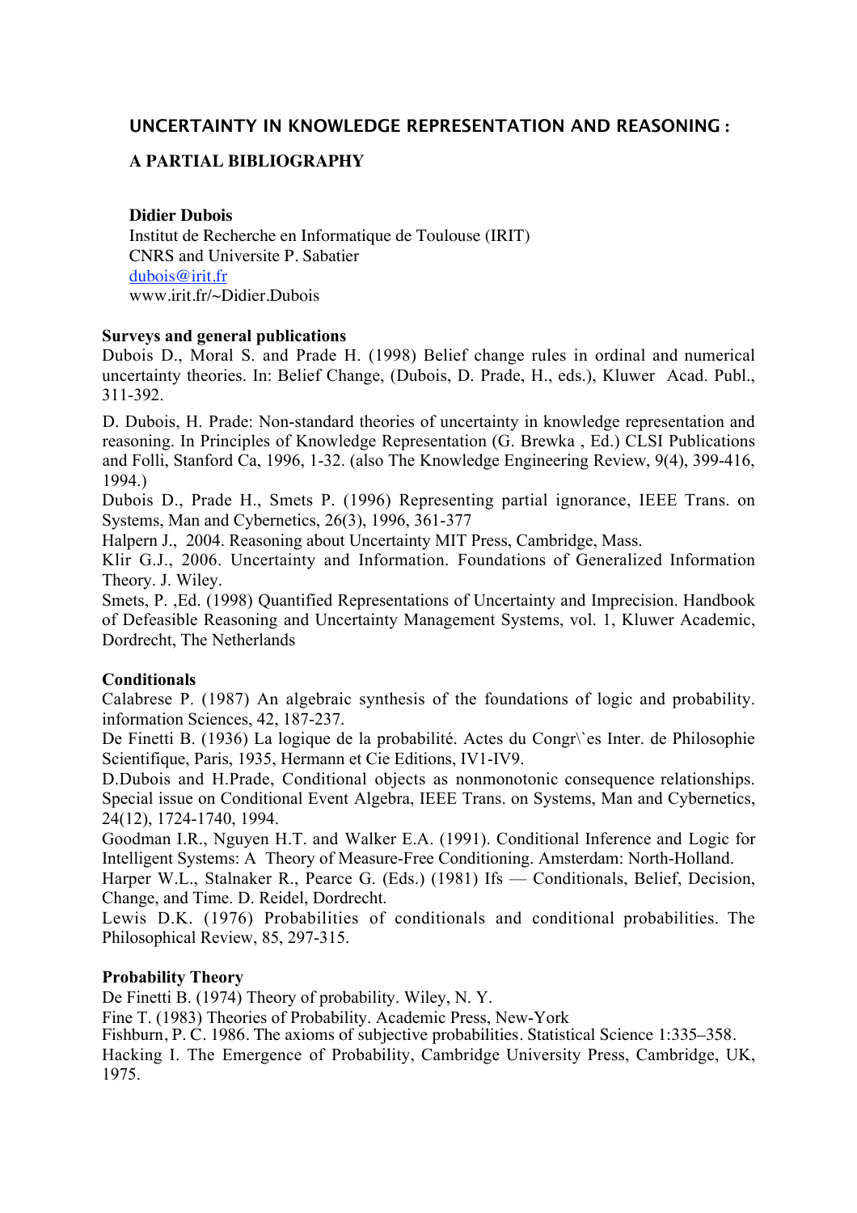# UNCERTAINTY IN KNOWLEDGE REPRESENTATION AND REASONING :

## A PARTIAL BIBLIOGRAPHY

**Didier Dubois**
Institut de Recherche en Informatique de Toulouse (IRIT)
CNRS and Universite P. Sabatier
dubois@irit.fr
www.irit.fr/~Didier.Dubois

### Surveys and general publications

Dubois D., Moral S. and Prade H. (1998) Belief change rules in ordinal and numerical uncertainty theories. In: Belief Change, (Dubois, D. Prade, H., eds.), Kluwer Acad. Publ., 311-392.

D. Dubois, H. Prade: Non-standard theories of uncertainty in knowledge representation and reasoning. In Principles of Knowledge Representation (G. Brewka , Ed.) CLSI Publications and Folli, Stanford Ca, 1996, 1-32. (also The Knowledge Engineering Review, 9(4), 399-416, 1994.)

Dubois D., Prade H., Smets P. (1996) Representing partial ignorance, IEEE Trans. on Systems, Man and Cybernetics, 26(3), 1996, 361-377

Halpern J., 2004. Reasoning about Uncertainty MIT Press, Cambridge, Mass.

Klir G.J., 2006. Uncertainty and Information. Foundations of Generalized Information Theory. J. Wiley.

Smets, P. ,Ed. (1998) Quantified Representations of Uncertainty and Imprecision. Handbook of Defeasible Reasoning and Uncertainty Management Systems, vol. 1, Kluwer Academic, Dordrecht, The Netherlands

### Conditionals

Calabrese P. (1987) An algebraic synthesis of the foundations of logic and probability. information Sciences, 42, 187-237.

De Finetti B. (1936) La logique de la probabilité. Actes du Congr\`es Inter. de Philosophie Scientifique, Paris, 1935, Hermann et Cie Editions, IV1-IV9.

D.Dubois and H.Prade, Conditional objects as nonmonotonic consequence relationships. Special issue on Conditional Event Algebra, IEEE Trans. on Systems, Man and Cybernetics, 24(12), 1724-1740, 1994.

Goodman I.R., Nguyen H.T. and Walker E.A. (1991). Conditional Inference and Logic for Intelligent Systems: A Theory of Measure-Free Conditioning. Amsterdam: North-Holland.

Harper W.L., Stalnaker R., Pearce G. (Eds.) (1981) Ifs — Conditionals, Belief, Decision, Change, and Time. D. Reidel, Dordrecht.

Lewis D.K. (1976) Probabilities of conditionals and conditional probabilities. The Philosophical Review, 85, 297-315.

### Probability Theory

De Finetti B. (1974) Theory of probability. Wiley, N. Y.

Fine T. (1983) Theories of Probability. Academic Press, New-York

Fishburn, P. C. 1986. The axioms of subjective probabilities. Statistical Science 1:335–358.

Hacking I. The Emergence of Probability, Cambridge University Press, Cambridge, UK, 1975.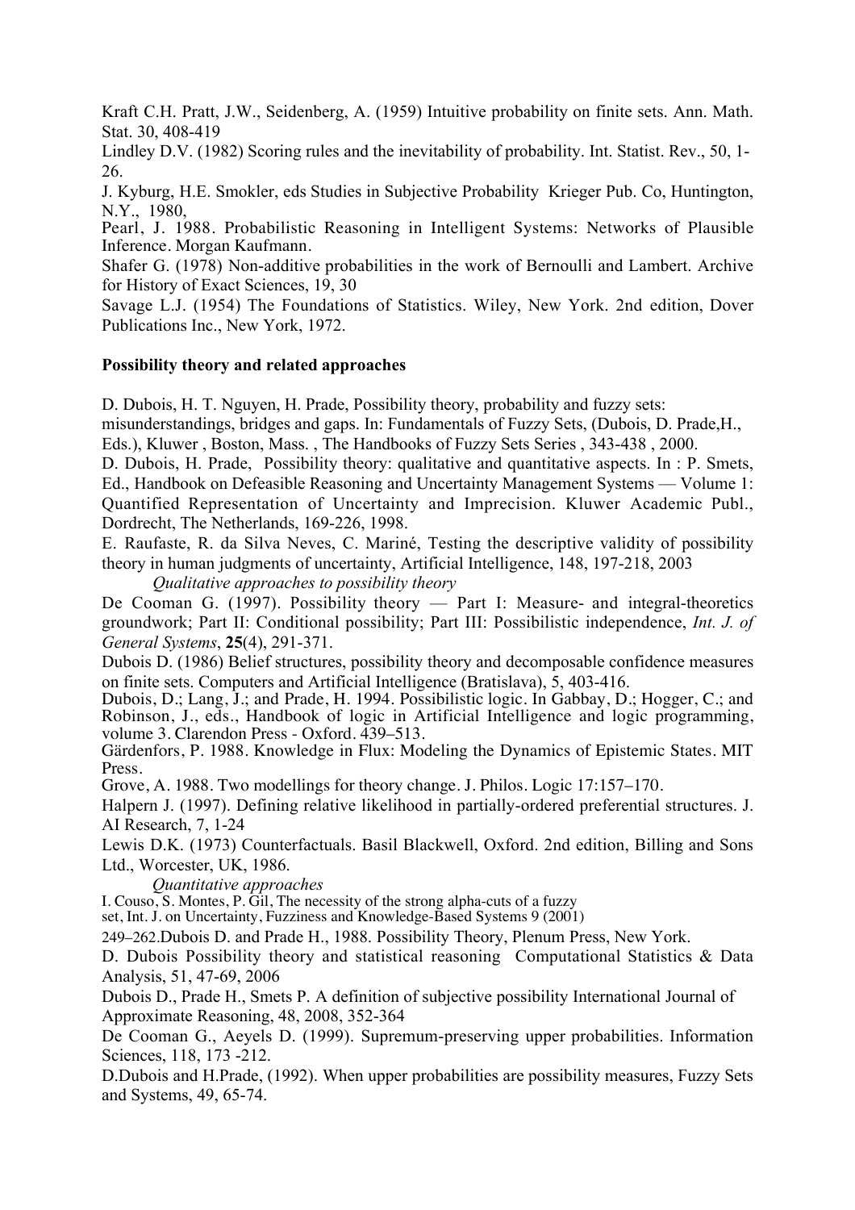Kraft C.H. Pratt, J.W., Seidenberg, A. (1959) Intuitive probability on finite sets. Ann. Math. Stat. 30, 408-419

Lindley D.V. (1982) Scoring rules and the inevitability of probability. Int. Statist. Rev., 50, 1-26.

J. Kyburg, H.E. Smokler, eds Studies in Subjective Probability Krieger Pub. Co, Huntington, N.Y., 1980,

Pearl, J. 1988. Probabilistic Reasoning in Intelligent Systems: Networks of Plausible Inference. Morgan Kaufmann.

Shafer G. (1978) Non-additive probabilities in the work of Bernoulli and Lambert. Archive for History of Exact Sciences, 19, 30

Savage L.J. (1954) The Foundations of Statistics. Wiley, New York. 2nd edition, Dover Publications Inc., New York, 1972.

**Possibility theory and related approaches**

D. Dubois, H. T. Nguyen, H. Prade, Possibility theory, probability and fuzzy sets: misunderstandings, bridges and gaps. In: Fundamentals of Fuzzy Sets, (Dubois, D. Prade,H., Eds.), Kluwer , Boston, Mass. , The Handbooks of Fuzzy Sets Series , 343-438 , 2000.

D. Dubois, H. Prade, Possibility theory: qualitative and quantitative aspects. In : P. Smets, Ed., Handbook on Defeasible Reasoning and Uncertainty Management Systems — Volume 1: Quantified Representation of Uncertainty and Imprecision. Kluwer Academic Publ., Dordrecht, The Netherlands, 169-226, 1998.

E. Raufaste, R. da Silva Neves, C. Mariné, Testing the descriptive validity of possibility theory in human judgments of uncertainty, Artificial Intelligence, 148, 197-218, 2003

*Qualitative approaches to possibility theory*

De Cooman G. (1997). Possibility theory — Part I: Measure- and integral-theoretics groundwork; Part II: Conditional possibility; Part III: Possibilistic independence, *Int. J. of General Systems*, **25**(4), 291-371.

Dubois D. (1986) Belief structures, possibility theory and decomposable confidence measures on finite sets. Computers and Artificial Intelligence (Bratislava), 5, 403-416.

Dubois, D.; Lang, J.; and Prade, H. 1994. Possibilistic logic. In Gabbay, D.; Hogger, C.; and Robinson, J., eds., Handbook of logic in Artificial Intelligence and logic programming, volume 3. Clarendon Press - Oxford. 439–513.

Gärdenfors, P. 1988. Knowledge in Flux: Modeling the Dynamics of Epistemic States. MIT Press.

Grove, A. 1988. Two modellings for theory change. J. Philos. Logic 17:157–170.

Halpern J. (1997). Defining relative likelihood in partially-ordered preferential structures. J. AI Research, 7, 1-24

Lewis D.K. (1973) Counterfactuals. Basil Blackwell, Oxford. 2nd edition, Billing and Sons Ltd., Worcester, UK, 1986.

*Quantitative approaches*

I. Couso, S. Montes, P. Gil, The necessity of the strong alpha-cuts of a fuzzy set, Int. J. on Uncertainty, Fuzziness and Knowledge-Based Systems 9 (2001) 249–262.

Dubois D. and Prade H., 1988. Possibility Theory, Plenum Press, New York.

D. Dubois Possibility theory and statistical reasoning Computational Statistics & Data Analysis, 51, 47-69, 2006

Dubois D., Prade H., Smets P. A definition of subjective possibility International Journal of Approximate Reasoning, 48, 2008, 352-364

De Cooman G., Aeyels D. (1999). Supremum-preserving upper probabilities. Information Sciences, 118, 173 -212.

D.Dubois and H.Prade, (1992). When upper probabilities are possibility measures, Fuzzy Sets and Systems, 49, 65-74.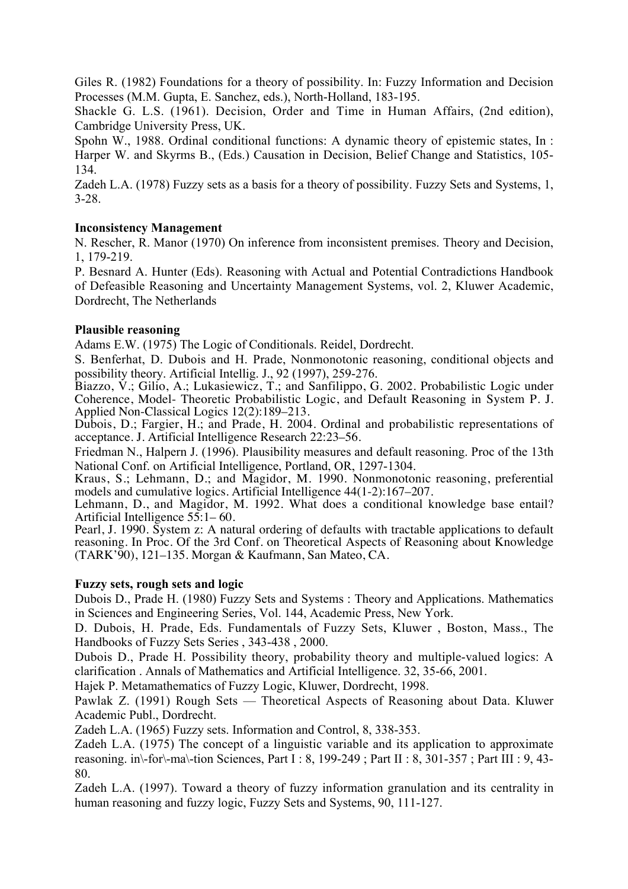Giles R. (1982) Foundations for a theory of possibility. In: Fuzzy Information and Decision Processes (M.M. Gupta, E. Sanchez, eds.), North-Holland, 183-195.

Shackle G. L.S. (1961). Decision, Order and Time in Human Affairs, (2nd edition), Cambridge University Press, UK.

Spohn W., 1988. Ordinal conditional functions: A dynamic theory of epistemic states, In : Harper W. and Skyrms B., (Eds.) Causation in Decision, Belief Change and Statistics, 105-134.

Zadeh L.A. (1978) Fuzzy sets as a basis for a theory of possibility. Fuzzy Sets and Systems, 1, 3-28.

**Inconsistency Management**

N. Rescher, R. Manor (1970) On inference from inconsistent premises. Theory and Decision, 1, 179-219.

P. Besnard A. Hunter (Eds). Reasoning with Actual and Potential Contradictions Handbook of Defeasible Reasoning and Uncertainty Management Systems, vol. 2, Kluwer Academic, Dordrecht, The Netherlands

**Plausible reasoning**

Adams E.W. (1975) The Logic of Conditionals. Reidel, Dordrecht.

S. Benferhat, D. Dubois and H. Prade, Nonmonotonic reasoning, conditional objects and possibility theory. Artificial Intellig. J., 92 (1997), 259-276.

Biazzo, V.; Gilio, A.; Lukasiewicz, T.; and Sanfilippo, G. 2002. Probabilistic Logic under Coherence, Model- Theoretic Probabilistic Logic, and Default Reasoning in System P. J. Applied Non-Classical Logics 12(2):189–213.

Dubois, D.; Fargier, H.; and Prade, H. 2004. Ordinal and probabilistic representations of acceptance. J. Artificial Intelligence Research 22:23–56.

Friedman N., Halpern J. (1996). Plausibility measures and default reasoning. Proc of the 13th National Conf. on Artificial Intelligence, Portland, OR, 1297-1304.

Kraus, S.; Lehmann, D.; and Magidor, M. 1990. Nonmonotonic reasoning, preferential models and cumulative logics. Artificial Intelligence 44(1-2):167–207.

Lehmann, D., and Magidor, M. 1992. What does a conditional knowledge base entail? Artificial Intelligence 55:1– 60.

Pearl, J. 1990. System z: A natural ordering of defaults with tractable applications to default reasoning. In Proc. Of the 3rd Conf. on Theoretical Aspects of Reasoning about Knowledge (TARK'90), 121–135. Morgan & Kaufmann, San Mateo, CA.

**Fuzzy sets, rough sets and logic**

Dubois D., Prade H. (1980) Fuzzy Sets and Systems : Theory and Applications. Mathematics in Sciences and Engineering Series, Vol. 144, Academic Press, New York.

D. Dubois, H. Prade, Eds. Fundamentals of Fuzzy Sets, Kluwer , Boston, Mass., The Handbooks of Fuzzy Sets Series , 343-438 , 2000.

Dubois D., Prade H. Possibility theory, probability theory and multiple-valued logics: A clarification . Annals of Mathematics and Artificial Intelligence. 32, 35-66, 2001.

Hajek P. Metamathematics of Fuzzy Logic, Kluwer, Dordrecht, 1998.

Pawlak Z. (1991) Rough Sets — Theoretical Aspects of Reasoning about Data. Kluwer Academic Publ., Dordrecht.

Zadeh L.A. (1965) Fuzzy sets. Information and Control, 8, 338-353.

Zadeh L.A. (1975) The concept of a linguistic variable and its application to approximate reasoning. in\-for\-ma\-tion Sciences, Part I : 8, 199-249 ; Part II : 8, 301-357 ; Part III : 9, 43-80.

Zadeh L.A. (1997). Toward a theory of fuzzy information granulation and its centrality in human reasoning and fuzzy logic, Fuzzy Sets and Systems, 90, 111-127.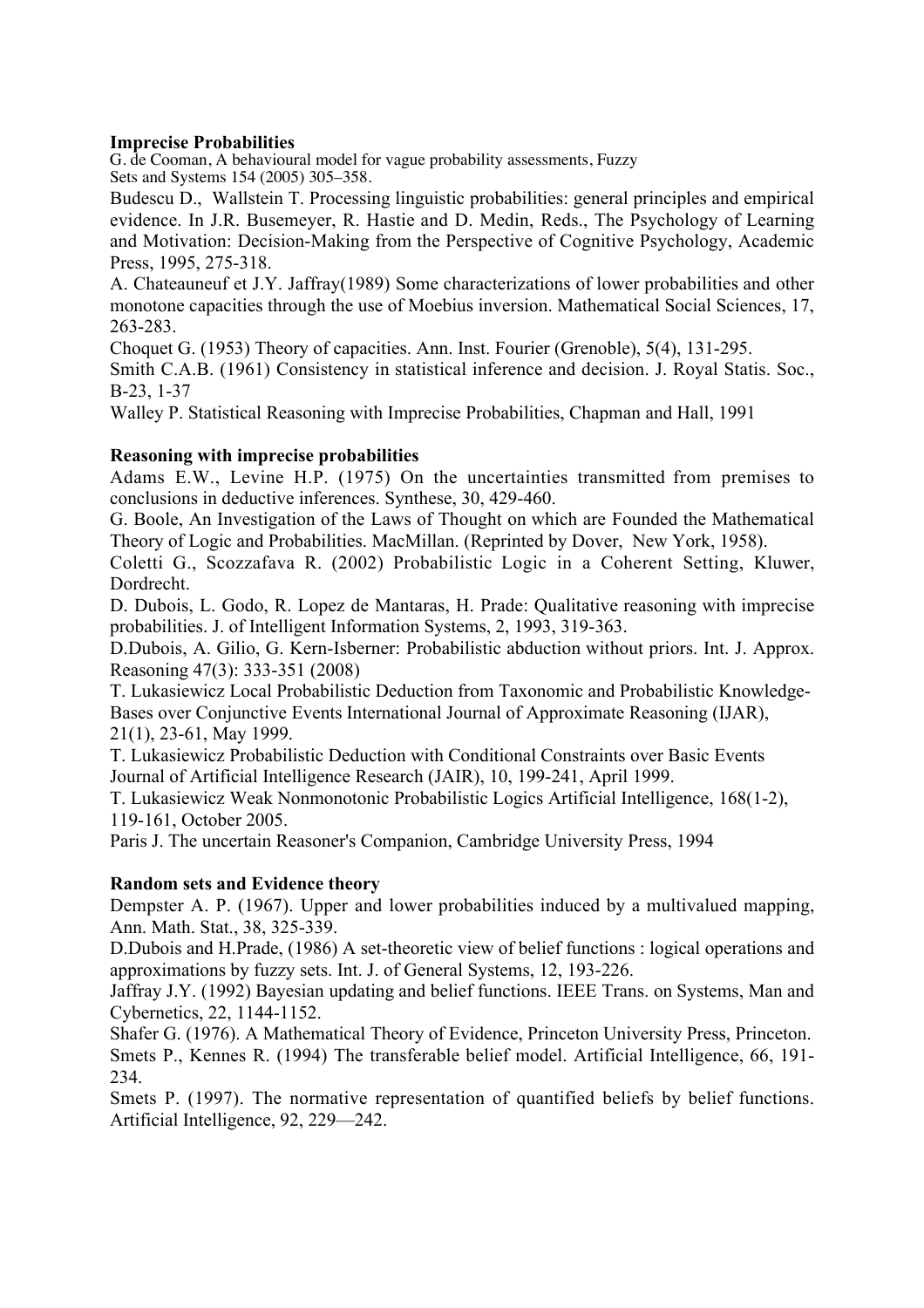**Imprecise Probabilities**

G. de Cooman, A behavioural model for vague probability assessments, Fuzzy Sets and Systems 154 (2005) 305–358.

Budescu D., Wallstein T. Processing linguistic probabilities: general principles and empirical evidence. In J.R. Busemeyer, R. Hastie and D. Medin, Reds., The Psychology of Learning and Motivation: Decision-Making from the Perspective of Cognitive Psychology, Academic Press, 1995, 275-318.

A. Chateauneuf et J.Y. Jaffray(1989) Some characterizations of lower probabilities and other monotone capacities through the use of Moebius inversion. Mathematical Social Sciences, 17, 263-283.

Choquet G. (1953) Theory of capacities. Ann. Inst. Fourier (Grenoble), 5(4), 131-295.

Smith C.A.B. (1961) Consistency in statistical inference and decision. J. Royal Statis. Soc., B-23, 1-37

Walley P. Statistical Reasoning with Imprecise Probabilities, Chapman and Hall, 1991

**Reasoning with imprecise probabilities**

Adams E.W., Levine H.P. (1975) On the uncertainties transmitted from premises to conclusions in deductive inferences. Synthese, 30, 429-460.

G. Boole, An Investigation of the Laws of Thought on which are Founded the Mathematical Theory of Logic and Probabilities. MacMillan. (Reprinted by Dover, New York, 1958).

Coletti G., Scozzafava R. (2002) Probabilistic Logic in a Coherent Setting, Kluwer, Dordrecht.

D. Dubois, L. Godo, R. Lopez de Mantaras, H. Prade: Qualitative reasoning with imprecise probabilities. J. of Intelligent Information Systems, 2, 1993, 319-363.

D.Dubois, A. Gilio, G. Kern-Isberner: Probabilistic abduction without priors. Int. J. Approx. Reasoning 47(3): 333-351 (2008)

T. Lukasiewicz Local Probabilistic Deduction from Taxonomic and Probabilistic Knowledge-Bases over Conjunctive Events International Journal of Approximate Reasoning (IJAR), 21(1), 23-61, May 1999.

T. Lukasiewicz Probabilistic Deduction with Conditional Constraints over Basic Events Journal of Artificial Intelligence Research (JAIR), 10, 199-241, April 1999.

T. Lukasiewicz Weak Nonmonotonic Probabilistic Logics Artificial Intelligence, 168(1-2), 119-161, October 2005.

Paris J. The uncertain Reasoner's Companion, Cambridge University Press, 1994

**Random sets and Evidence theory**

Dempster A. P. (1967). Upper and lower probabilities induced by a multivalued mapping, Ann. Math. Stat., 38, 325-339.

D.Dubois and H.Prade, (1986) A set-theoretic view of belief functions : logical operations and approximations by fuzzy sets. Int. J. of General Systems, 12, 193-226.

Jaffray J.Y. (1992) Bayesian updating and belief functions. IEEE Trans. on Systems, Man and Cybernetics, 22, 1144-1152.

Shafer G. (1976). A Mathematical Theory of Evidence, Princeton University Press, Princeton.

Smets P., Kennes R. (1994) The transferable belief model. Artificial Intelligence, 66, 191-234.

Smets P. (1997). The normative representation of quantified beliefs by belief functions. Artificial Intelligence, 92, 229—242.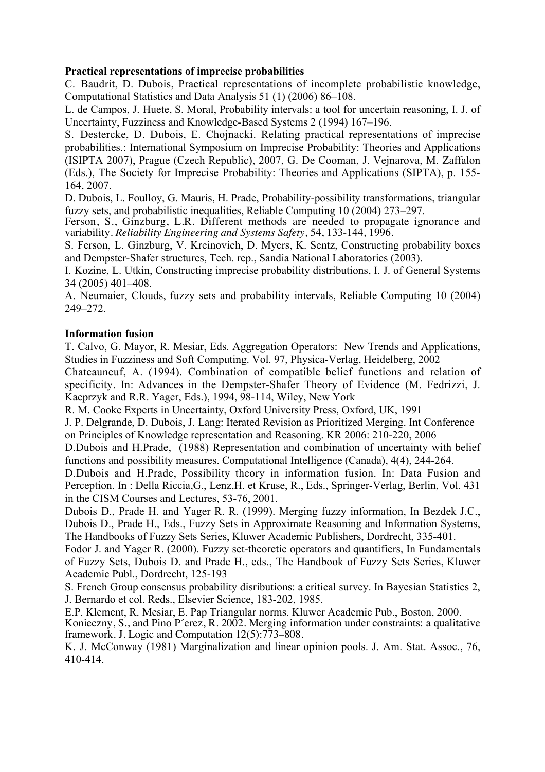**Practical representations of imprecise probabilities**

C. Baudrit, D. Dubois, Practical representations of incomplete probabilistic knowledge, Computational Statistics and Data Analysis 51 (1) (2006) 86–108.

L. de Campos, J. Huete, S. Moral, Probability intervals: a tool for uncertain reasoning, I. J. of Uncertainty, Fuzziness and Knowledge-Based Systems 2 (1994) 167–196.

S. Destercke, D. Dubois, E. Chojnacki. Relating practical representations of imprecise probabilities.: International Symposium on Imprecise Probability: Theories and Applications (ISIPTA 2007), Prague (Czech Republic), 2007, G. De Cooman, J. Vejnarova, M. Zaffalon (Eds.), The Society for Imprecise Probability: Theories and Applications (SIPTA), p. 155-164, 2007.

D. Dubois, L. Foulloy, G. Mauris, H. Prade, Probability-possibility transformations, triangular fuzzy sets, and probabilistic inequalities, Reliable Computing 10 (2004) 273–297.

Ferson, S., Ginzburg, L.R. Different methods are needed to propagate ignorance and variability. *Reliability Engineering and Systems Safety*, 54, 133-144, 1996.

S. Ferson, L. Ginzburg, V. Kreinovich, D. Myers, K. Sentz, Constructing probability boxes and Dempster-Shafer structures, Tech. rep., Sandia National Laboratories (2003).

I. Kozine, L. Utkin, Constructing imprecise probability distributions, I. J. of General Systems 34 (2005) 401–408.

A. Neumaier, Clouds, fuzzy sets and probability intervals, Reliable Computing 10 (2004) 249–272.

**Information fusion**

T. Calvo, G. Mayor, R. Mesiar, Eds. Aggregation Operators: New Trends and Applications, Studies in Fuzziness and Soft Computing. Vol. 97, Physica-Verlag, Heidelberg, 2002

Chateauneuf, A. (1994). Combination of compatible belief functions and relation of specificity. In: Advances in the Dempster-Shafer Theory of Evidence (M. Fedrizzi, J. Kacprzyk and R.R. Yager, Eds.), 1994, 98-114, Wiley, New York

R. M. Cooke Experts in Uncertainty, Oxford University Press, Oxford, UK, 1991

J. P. Delgrande, D. Dubois, J. Lang: Iterated Revision as Prioritized Merging. Int Conference on Principles of Knowledge representation and Reasoning. KR 2006: 210-220, 2006

D.Dubois and H.Prade, (1988) Representation and combination of uncertainty with belief functions and possibility measures. Computational Intelligence (Canada), 4(4), 244-264.

D.Dubois and H.Prade, Possibility theory in information fusion. In: Data Fusion and Perception. In : Della Riccia,G., Lenz,H. et Kruse, R., Eds., Springer-Verlag, Berlin, Vol. 431 in the CISM Courses and Lectures, 53-76, 2001.

Dubois D., Prade H. and Yager R. R. (1999). Merging fuzzy information, In Bezdek J.C., Dubois D., Prade H., Eds., Fuzzy Sets in Approximate Reasoning and Information Systems, The Handbooks of Fuzzy Sets Series, Kluwer Academic Publishers, Dordrecht, 335-401.

Fodor J. and Yager R. (2000). Fuzzy set-theoretic operators and quantifiers, In Fundamentals of Fuzzy Sets, Dubois D. and Prade H., eds., The Handbook of Fuzzy Sets Series, Kluwer Academic Publ., Dordrecht, 125-193

S. French Group consensus probability disributions: a critical survey. In Bayesian Statistics 2, J. Bernardo et col. Reds., Elsevier Science, 183-202, 1985.

E.P. Klement, R. Mesiar, E. Pap Triangular norms. Kluwer Academic Pub., Boston, 2000.

Konieczny, S., and Pino P´erez, R. 2002. Merging information under constraints: a qualitative framework. J. Logic and Computation 12(5):773–808.

K. J. McConway (1981) Marginalization and linear opinion pools. J. Am. Stat. Assoc., 76, 410-414.